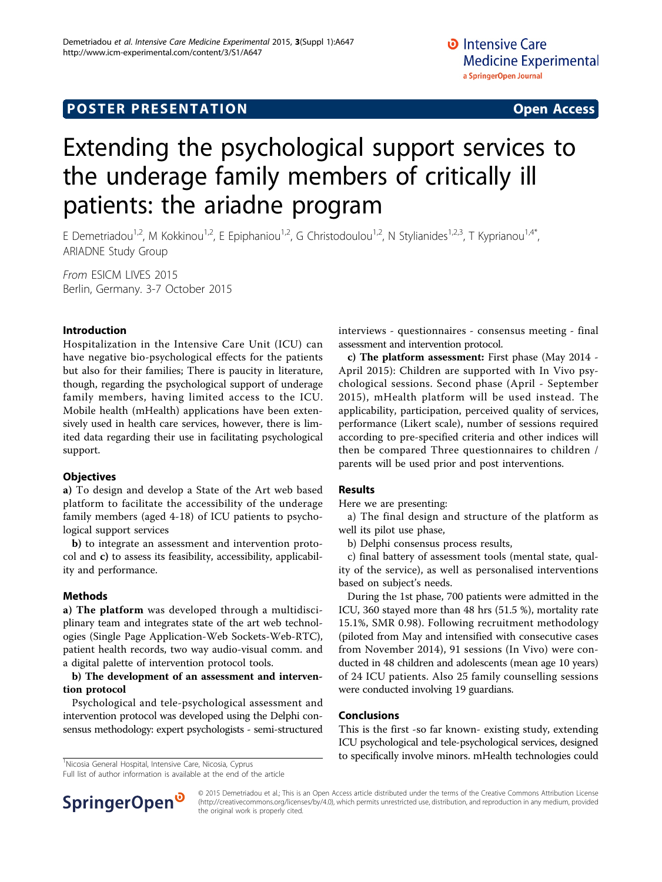POSTER PRESENTATION Open Access

# Extending the psychological support services to the underage family members of critically ill patients: the ariadne program

E Demetriadou[1,2], M Kokkinou[1,2], E Epiphaniou[1,2], G Christodoulou[1,2], N Stylianides[1,2,3], T Kyprianou[1,4*], ARIADNE Study Group

*From* ESICM LIVES 2015
Berlin, Germany. 3-7 October 2015

## Introduction

Hospitalization in the Intensive Care Unit (ICU) can have negative bio-psychological effects for the patients but also for their families; There is paucity in literature, though, regarding the psychological support of underage family members, having limited access to the ICU. Mobile health (mHealth) applications have been extensively used in health care services, however, there is limited data regarding their use in facilitating psychological support.

## Objectives

**a)** To design and develop a State of the Art web based platform to facilitate the accessibility of the underage family members (aged 4-18) of ICU patients to psychological support services

**b)** to integrate an assessment and intervention protocol and **c)** to assess its feasibility, accessibility, applicability and performance.

## Methods

**a) The platform** was developed through a multidisciplinary team and integrates state of the art web technologies (Single Page Application-Web Sockets-Web-RTC), patient health records, two way audio-visual comm. and a digital palette of intervention protocol tools.

**b) The development of an assessment and intervention protocol**

Psychological and tele-psychological assessment and intervention protocol was developed using the Delphi consensus methodology: expert psychologists - semi-structured interviews - questionnaires - consensus meeting - final assessment and intervention protocol.

**c) The platform assessment:** First phase (May 2014 - April 2015): Children are supported with In Vivo psychological sessions. Second phase (April - September 2015), mHealth platform will be used instead. The applicability, participation, perceived quality of services, performance (Likert scale), number of sessions required according to pre-specified criteria and other indices will then be compared Three questionnaires to children / parents will be used prior and post interventions.

## Results

Here we are presenting:

a) The final design and structure of the platform as well its pilot use phase,

b) Delphi consensus process results,

c) final battery of assessment tools (mental state, quality of the service), as well as personalised interventions based on subject's needs.

During the 1st phase, 700 patients were admitted in the ICU, 360 stayed more than 48 hrs (51.5 %), mortality rate 15.1%, SMR 0.98). Following recruitment methodology (piloted from May and intensified with consecutive cases from November 2014), 91 sessions (In Vivo) were conducted in 48 children and adolescents (mean age 10 years) of 24 ICU patients. Also 25 family counselling sessions were conducted involving 19 guardians.

## Conclusions

This is the first -so far known- existing study, extending ICU psychological and tele-psychological services, designed to specifically involve minors. mHealth technologies could

[1]Nicosia General Hospital, Intensive Care, Nicosia, Cyprus
Full list of author information is available at the end of the article

© 2015 Demetriadou et al.; This is an Open Access article distributed under the terms of the Creative Commons Attribution License (http://creativecommons.org/licenses/by/4.0), which permits unrestricted use, distribution, and reproduction in any medium, provided the original work is properly cited.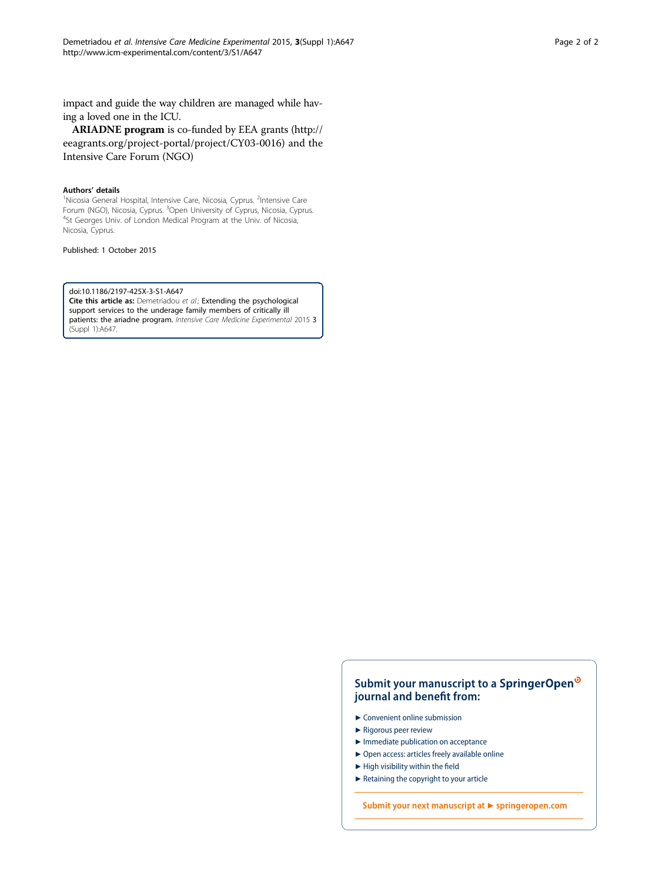impact and guide the way children are managed while having a loved one in the ICU.

**ARIADNE program** is co-funded by EEA grants (http://eeagrants.org/project-portal/project/CY03-0016) and the Intensive Care Forum (NGO)

**Authors' details**

[1]Nicosia General Hospital, Intensive Care, Nicosia, Cyprus. [2]Intensive Care Forum (NGO), Nicosia, Cyprus. [3]Open University of Cyprus, Nicosia, Cyprus. [4]St Georges Univ. of London Medical Program at the Univ. of Nicosia, Nicosia, Cyprus.

Published: 1 October 2015

doi:10.1186/2197-425X-3-S1-A647

**Cite this article as:** Demetriadou *et al.*: Extending the psychological support services to the underage family members of critically ill patients: the ariadne program. *Intensive Care Medicine Experimental* 2015 **3** (Suppl 1):A647.

**Submit your manuscript to a SpringerOpen journal and benefit from:**

- ► Convenient online submission
- ► Rigorous peer review
- ► Immediate publication on acceptance
- ► Open access: articles freely available online
- ► High visibility within the field
- ► Retaining the copyright to your article

**Submit your next manuscript at ► springeropen.com**